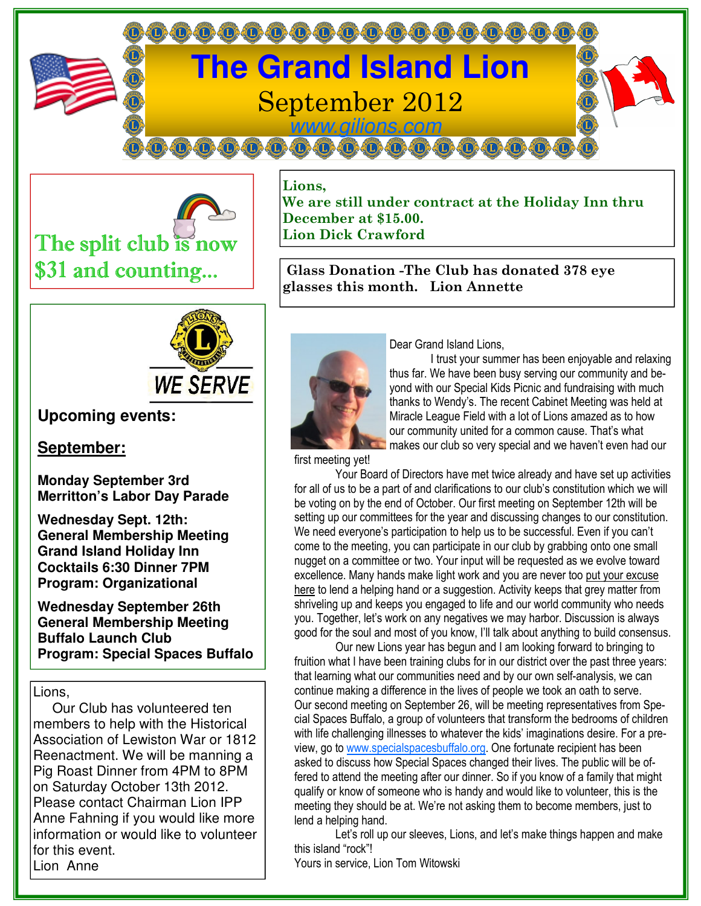# The Grand Island Lion

## September 2012

www.gilions.com

The split club is now $31 and counting...

**Lions,**
**We are still under contract at the Holiday Inn thru December at $15.00.**
**Lion Dick Crawford**

**Glass Donation -The Club has donated 378 eye glasses this month. Lion Annette**

WE SERVE

### Upcoming events:

### September:

**Monday September 3rd**
**Merritton's Labor Day Parade**

**Wednesday Sept. 12th:**
**General Membership Meeting**
**Grand Island Holiday Inn**
**Cocktails 6:30 Dinner 7PM**
**Program: Organizational**

**Wednesday September 26th**
**General Membership Meeting**
**Buffalo Launch Club**
**Program: Special Spaces Buffalo**

Lions,

Our Club has volunteered ten members to help with the Historical Association of Lewiston War or 1812 Reenactment. We will be manning a Pig Roast Dinner from 4PM to 8PM on Saturday October 13th 2012. Please contact Chairman Lion IPP Anne Fahning if you would like more information or would like to volunteer for this event.
Lion Anne

Dear Grand Island Lions,

I trust your summer has been enjoyable and relaxing thus far. We have been busy serving our community and beyond with our Special Kids Picnic and fundraising with much thanks to Wendy's. The recent Cabinet Meeting was held at Miracle League Field with a lot of Lions amazed as to how our community united for a common cause. That's what makes our club so very special and we haven't even had our first meeting yet!

Your Board of Directors have met twice already and have set up activities for all of us to be a part of and clarifications to our club's constitution which we will be voting on by the end of October. Our first meeting on September 12th will be setting up our committees for the year and discussing changes to our constitution. We need everyone's participation to help us to be successful. Even if you can't come to the meeting, you can participate in our club by grabbing onto one small nugget on a committee or two. Your input will be requested as we evolve toward excellence. Many hands make light work and you are never too put your excuse here to lend a helping hand or a suggestion. Activity keeps that grey matter from shriveling up and keeps you engaged to life and our world community who needs you. Together, let's work on any negatives we may harbor. Discussion is always good for the soul and most of you know, I'll talk about anything to build consensus.

Our new Lions year has begun and I am looking forward to bringing to fruition what I have been training clubs for in our district over the past three years: that learning what our communities need and by our own self-analysis, we can continue making a difference in the lives of people we took an oath to serve. Our second meeting on September 26, will be meeting representatives from Special Spaces Buffalo, a group of volunteers that transform the bedrooms of children with life challenging illnesses to whatever the kids' imaginations desire. For a preview, go to www.specialspacesbuffalo.org. One fortunate recipient has been asked to discuss how Special Spaces changed their lives. The public will be offered to attend the meeting after our dinner. So if you know of a family that might qualify or know of someone who is handy and would like to volunteer, this is the meeting they should be at. We're not asking them to become members, just to lend a helping hand.

Let's roll up our sleeves, Lions, and let's make things happen and make this island "rock"!

Yours in service, Lion Tom Witowski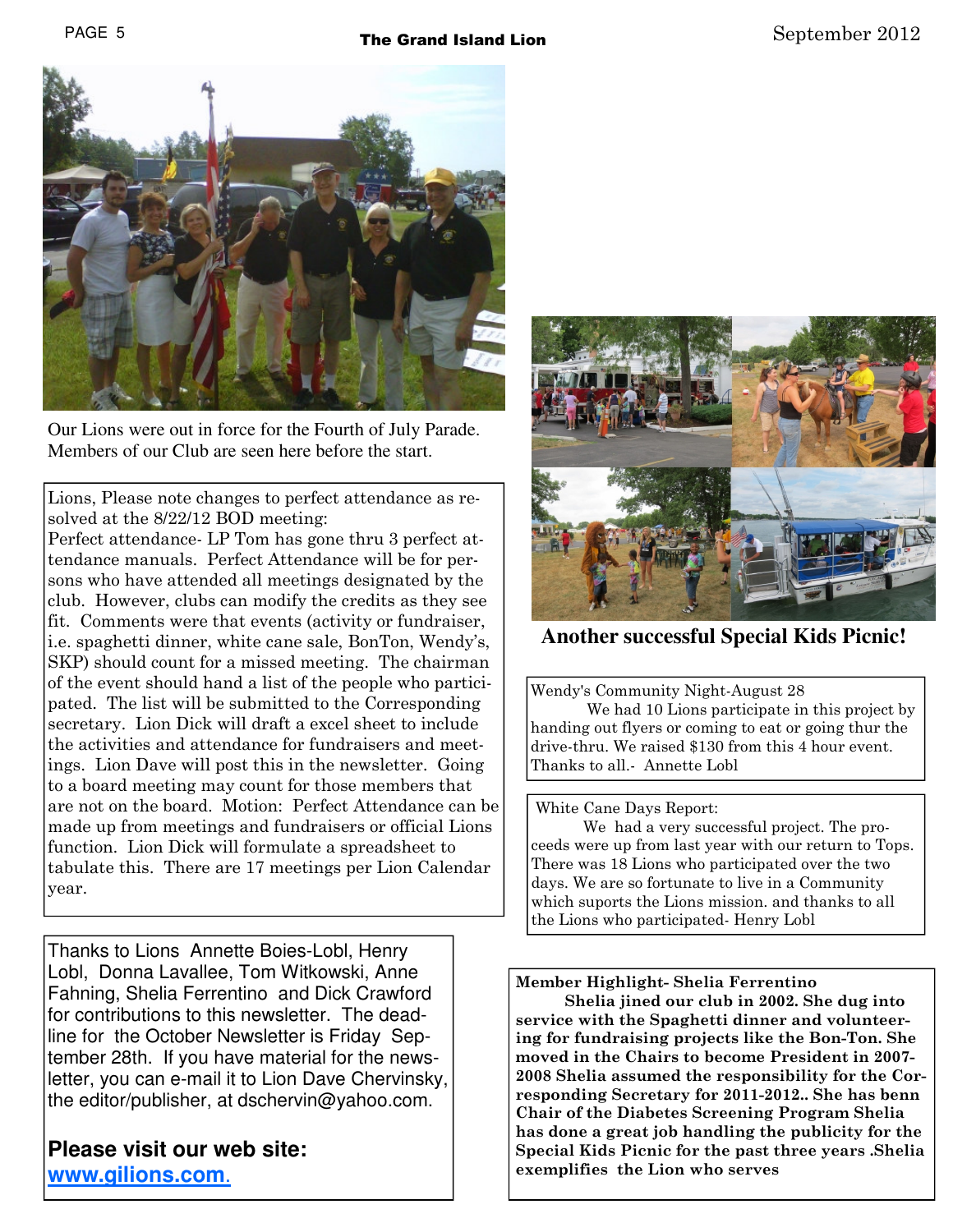Our Lions were out in force for the Fourth of July Parade. Members of our Club are seen here before the start.

Lions, Please note changes to perfect attendance as resolved at the 8/22/12 BOD meeting:
Perfect attendance- LP Tom has gone thru 3 perfect attendance manuals. Perfect Attendance will be for persons who have attended all meetings designated by the club. However, clubs can modify the credits as they see fit. Comments were that events (activity or fundraiser, i.e. spaghetti dinner, white cane sale, BonTon, Wendy's, SKP) should count for a missed meeting. The chairman of the event should hand a list of the people who participated. The list will be submitted to the Corresponding secretary. Lion Dick will draft a excel sheet to include the activities and attendance for fundraisers and meetings. Lion Dave will post this in the newsletter. Going to a board meeting may count for those members that are not on the board. Motion: Perfect Attendance can be made up from meetings and fundraisers or official Lions function. Lion Dick will formulate a spreadsheet to tabulate this. There are 17 meetings per Lion Calendar year.

Thanks to Lions Annette Boies-Lobl, Henry Lobl, Donna Lavallee, Tom Witkowski, Anne Fahning, Shelia Ferrentino and Dick Crawford for contributions to this newsletter. The deadline for the October Newsletter is Friday September 28th. If you have material for the newsletter, you can e-mail it to Lion Dave Chervinsky, the editor/publisher, at dschervin@yahoo.com.

**Please visit our web site:**
**www.gilions.com.**

**Another successful Special Kids Picnic!**

Wendy's Community Night-August 28

We had 10 Lions participate in this project by handing out flyers or coming to eat or going thur the drive-thru. We raised $130 from this 4 hour event. Thanks to all.- Annette Lobl

White Cane Days Report:

We had a very successful project. The proceeds were up from last year with our return to Tops. There was 18 Lions who participated over the two days. We are so fortunate to live in a Community which suports the Lions mission. and thanks to all the Lions who participated- Henry Lobl

**Member Highlight- Shelia Ferrentino**

**Shelia jined our club in 2002. She dug into service with the Spaghetti dinner and volunteering for fundraising projects like the Bon-Ton. She moved in the Chairs to become President in 2007-2008 Shelia assumed the responsibility for the Corresponding Secretary for 2011-2012.. She has benn Chair of the Diabetes Screening Program Shelia has done a great job handling the publicity for the Special Kids Picnic for the past three years .Shelia exemplifies the Lion who serves**